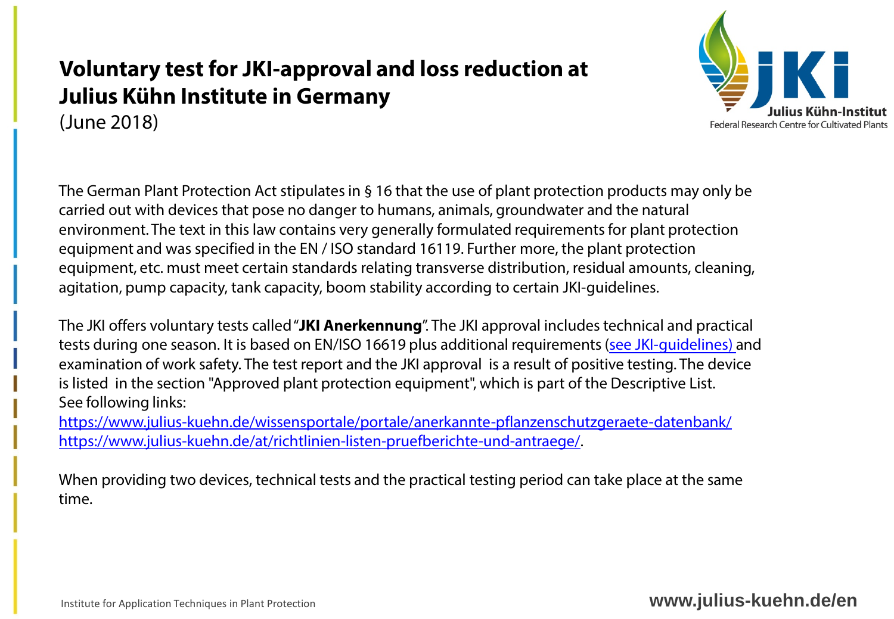# Voluntary test for JKI-approval and loss reduction at Julius Kühn Institute in Germany

(June 2018)

The German Plant Protection Act stipulates in § 16 that the use of plant protection products may only be carried out with devices that pose no danger to humans, animals, groundwater and the natural environment. The text in this law contains very generally formulated requirements for plant protection equipment and was specified in the EN / ISO standard 16119. Further more, the plant protection equipment, etc. must meet certain standards relating transverse distribution, residual amounts, cleaning, agitation, pump capacity, tank capacity, boom stability according to certain JKI-guidelines.

The JKI offers voluntary tests called "**JKI Anerkennung**". The JKI approval includes technical and practical tests during one season. It is based on EN/ISO 16619 plus additional requirements (see JKI-guidelines) and examination of work safety. The test report and the JKI approval is a result of positive testing. The device is listed in the section "Approved plant protection equipment", which is part of the Descriptive List.
See following links:
https://www.julius-kuehn.de/wissensportale/portale/anerkannte-pflanzenschutzgeraete-datenbank/
https://www.julius-kuehn.de/at/richtlinien-listen-pruefberichte-und-antraege/.

When providing two devices, technical tests and the practical testing period can take place at the same time.

Institute for Application Techniques in Plant Protection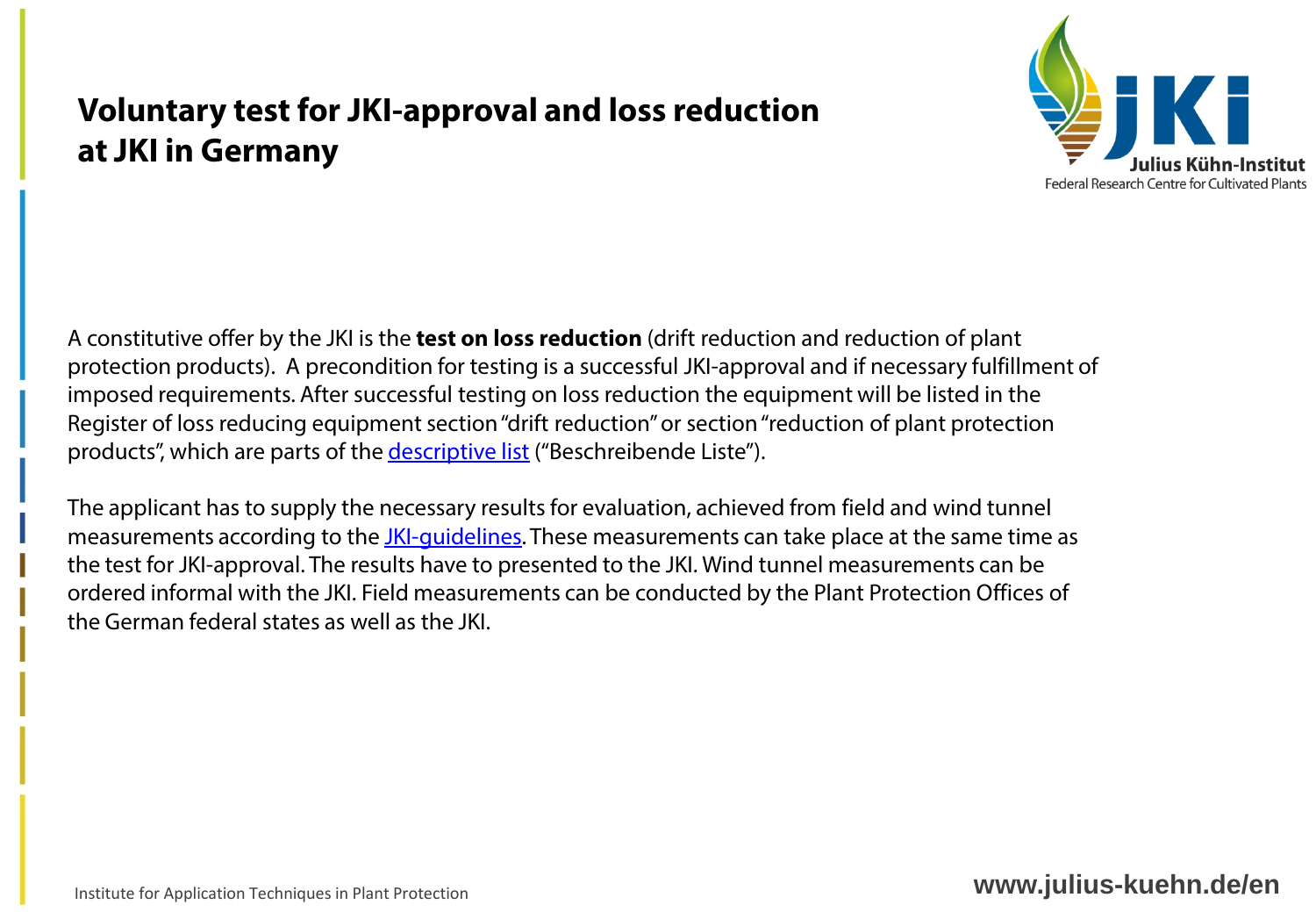# Voluntary test for JKI-approval and loss reduction at JKI in Germany

A constitutive offer by the JKI is the **test on loss reduction** (drift reduction and reduction of plant protection products). A precondition for testing is a successful JKI-approval and if necessary fulfillment of imposed requirements. After successful testing on loss reduction the equipment will be listed in the Register of loss reducing equipment section "drift reduction" or section "reduction of plant protection products", which are parts of the descriptive list ("Beschreibende Liste").

The applicant has to supply the necessary results for evaluation, achieved from field and wind tunnel measurements according to the JKI-guidelines. These measurements can take place at the same time as the test for JKI-approval. The results have to presented to the JKI. Wind tunnel measurements can be ordered informal with the JKI. Field measurements can be conducted by the Plant Protection Offices of the German federal states as well as the JKI.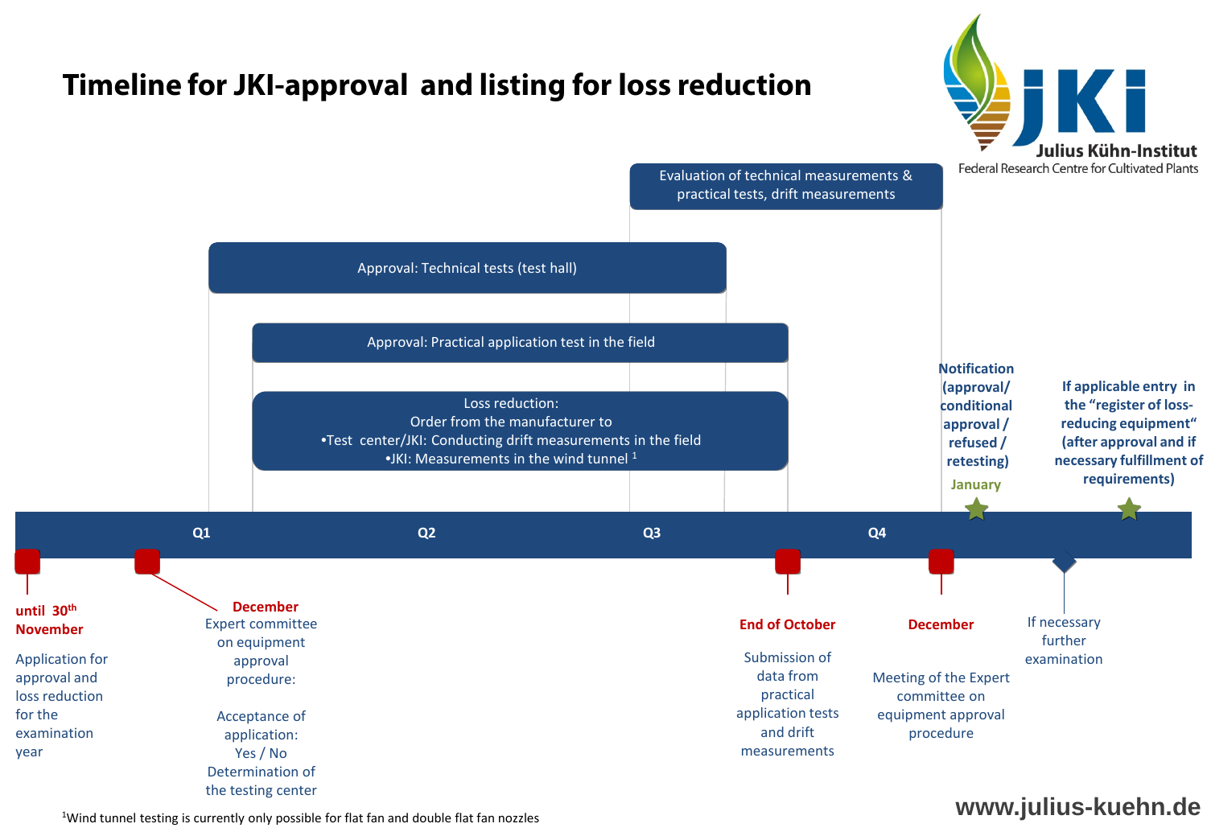# Timeline for JKI-approval and listing for loss reduction

Julius Kühn-Institut
Federal Research Centre for Cultivated Plants

Evaluation of technical measurements & practical tests, drift measurements

Approval: Technical tests (test hall)

Approval: Practical application test in the field

Loss reduction:
Order from the manufacturer to
•Test center/JKI: Conducting drift measurements in the field
•JKI: Measurements in the wind tunnel [1]

**Notification (approval/ conditional approval / refused / retesting)**

**January**

**If applicable entry in the "register of loss-reducing equipment" (after approval and if necessary fulfillment of requirements)**

Q1

Q2

Q3

Q4

**until 30th November**

Application for approval and loss reduction for the examination year

**December**

Expert committee on equipment approval procedure:

Acceptance of application: Yes / No
Determination of the testing center

**End of October**

Submission of data from practical application tests and drift measurements

**December**

Meeting of the Expert committee on equipment approval procedure

If necessary further examination

[1]Wind tunnel testing is currently only possible for flat fan and double flat fan nozzles

www.julius-kuehn.de